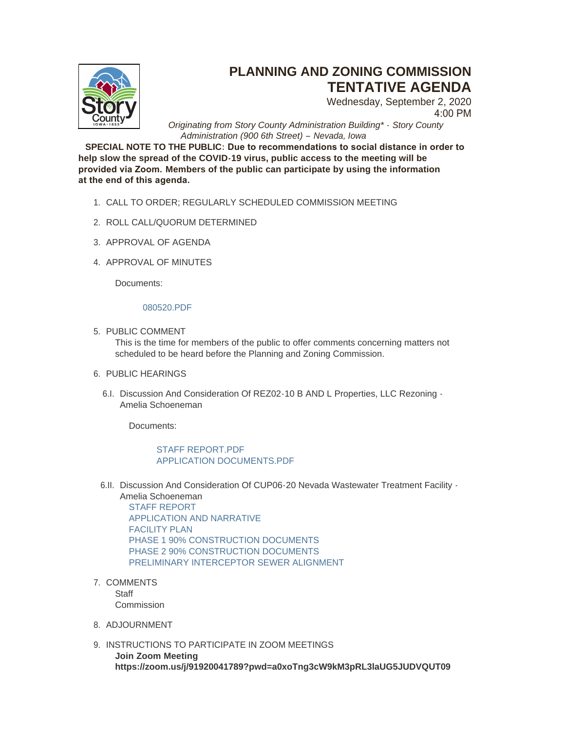# PLANNING AND ZONING COMMISSION TENTATIVE AGENDA

Wednesday, September 2, 2020
4:00 PM

*Originating from Story County Administration Building* - Story County Administration (900 6th Street) – Nevada, Iowa*

**SPECIAL NOTE TO THE PUBLIC: Due to recommendations to social distance in order to help slow the spread of the COVID-19 virus, public access to the meeting will be provided via Zoom. Members of the public can participate by using the information at the end of this agenda.**

1. CALL TO ORDER; REGULARLY SCHEDULED COMMISSION MEETING
2. ROLL CALL/QUORUM DETERMINED
3. APPROVAL OF AGENDA
4. APPROVAL OF MINUTES

   Documents:

   080520.PDF

5. PUBLIC COMMENT

   This is the time for members of the public to offer comments concerning matters not scheduled to be heard before the Planning and Zoning Commission.

6. PUBLIC HEARINGS

   6.I. Discussion And Consideration Of REZ02-10 B AND L Properties, LLC Rezoning - Amelia Schoeneman

   Documents:

   STAFF REPORT.PDF
   APPLICATION DOCUMENTS.PDF

   6.II. Discussion And Consideration Of CUP06-20 Nevada Wastewater Treatment Facility - Amelia Schoeneman

   STAFF REPORT
   APPLICATION AND NARRATIVE
   FACILITY PLAN
   PHASE 1 90% CONSTRUCTION DOCUMENTS
   PHASE 2 90% CONSTRUCTION DOCUMENTS
   PRELIMINARY INTERCEPTOR SEWER ALIGNMENT

7. COMMENTS

   Staff
   Commission

8. ADJOURNMENT
9. INSTRUCTIONS TO PARTICIPATE IN ZOOM MEETINGS

   **Join Zoom Meeting**
   **https://zoom.us/j/91920041789?pwd=a0xoTng3cW9kM3pRL3laUG5JUDVQUT09**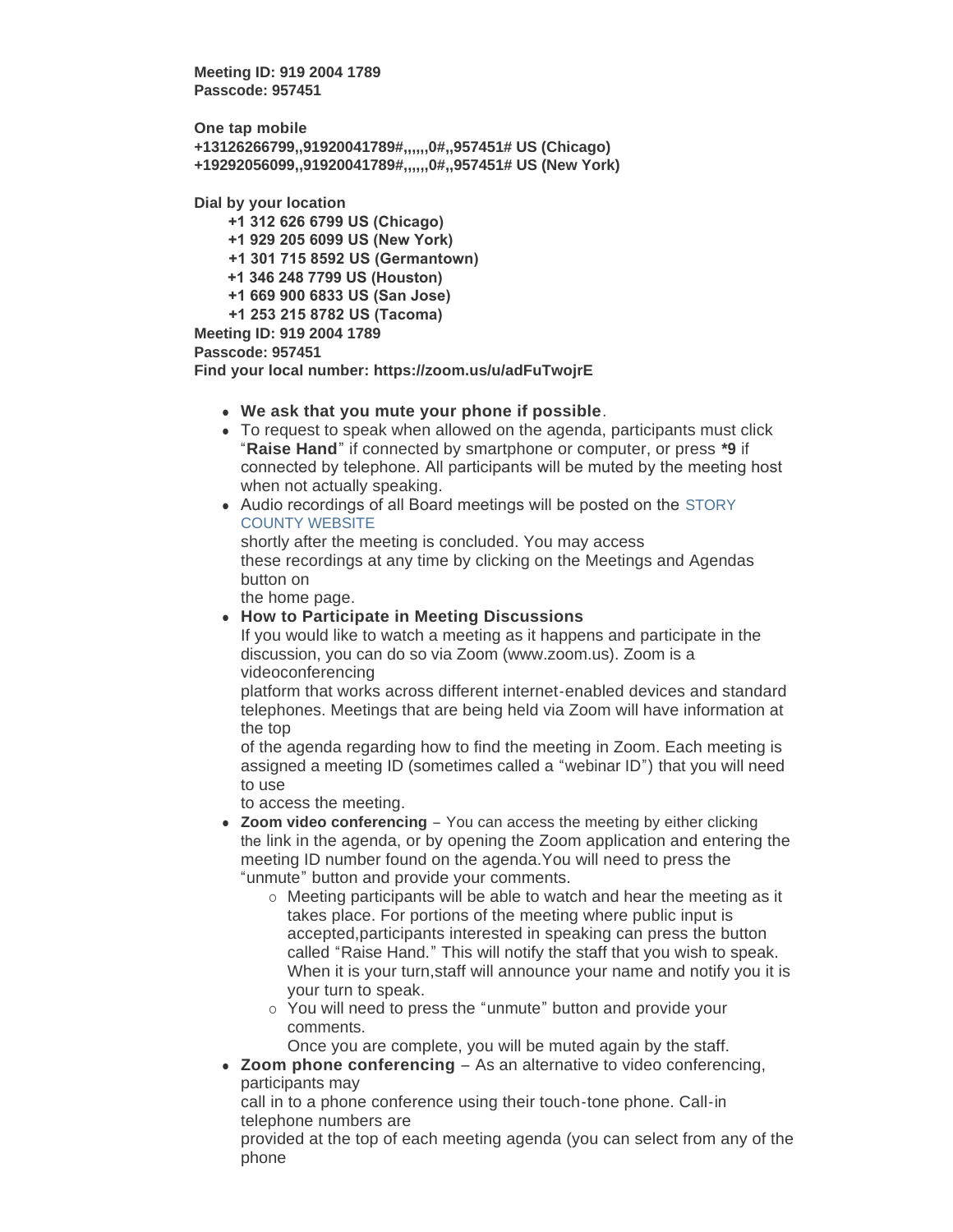**Meeting ID: 919 2004 1789**
**Passcode: 957451**

**One tap mobile**
**+13126266799,,91920041789#,,,,,,0#,,957451# US (Chicago)**
**+19292056099,,91920041789#,,,,,,0#,,957451# US (New York)**

**Dial by your location**

**+1 312 626 6799 US (Chicago)**
**+1 929 205 6099 US (New York)**
**+1 301 715 8592 US (Germantown)**
**+1 346 248 7799 US (Houston)**
**+1 669 900 6833 US (San Jose)**
**+1 253 215 8782 US (Tacoma)**

**Meeting ID: 919 2004 1789**
**Passcode: 957451**
**Find your local number: https://zoom.us/u/adFuTwojrE**

- **We ask that you mute your phone if possible**.
- To request to speak when allowed on the agenda, participants must click "**Raise Hand**" if connected by smartphone or computer, or press ***9** if connected by telephone. All participants will be muted by the meeting host when not actually speaking.
- Audio recordings of all Board meetings will be posted on the STORY COUNTY WEBSITE shortly after the meeting is concluded. You may access these recordings at any time by clicking on the Meetings and Agendas button on the home page.
- **How to Participate in Meeting Discussions**
  If you would like to watch a meeting as it happens and participate in the discussion, you can do so via Zoom (www.zoom.us). Zoom is a videoconferencing platform that works across different internet-enabled devices and standard telephones. Meetings that are being held via Zoom will have information at the top of the agenda regarding how to find the meeting in Zoom. Each meeting is assigned a meeting ID (sometimes called a "webinar ID") that you will need to use to access the meeting.
- **Zoom video conferencing** – You can access the meeting by either clicking the link in the agenda, or by opening the Zoom application and entering the meeting ID number found on the agenda.You will need to press the "unmute" button and provide your comments.
  - Meeting participants will be able to watch and hear the meeting as it takes place. For portions of the meeting where public input is accepted,participants interested in speaking can press the button called "Raise Hand." This will notify the staff that you wish to speak. When it is your turn,staff will announce your name and notify you it is your turn to speak.
  - You will need to press the "unmute" button and provide your comments.
    Once you are complete, you will be muted again by the staff.
- **Zoom phone conferencing** – As an alternative to video conferencing, participants may call in to a phone conference using their touch-tone phone. Call-in telephone numbers are provided at the top of each meeting agenda (you can select from any of the phone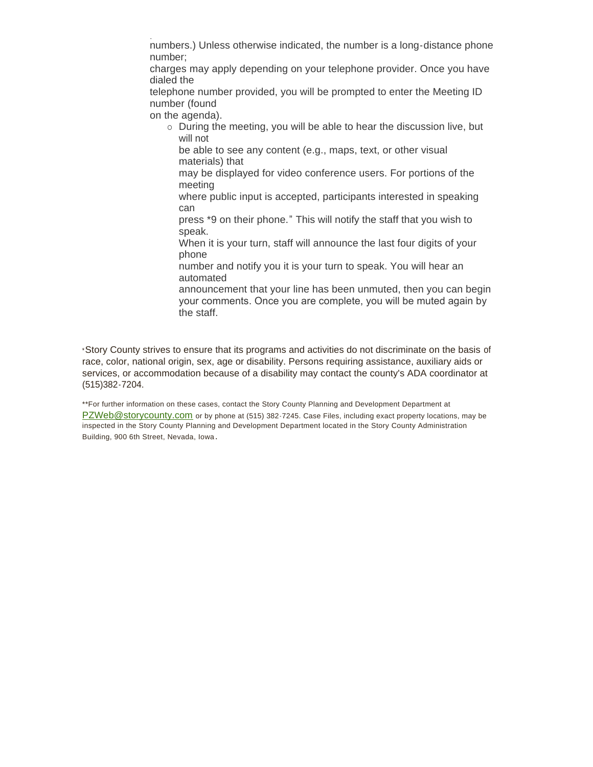numbers.) Unless otherwise indicated, the number is a long-distance phone number; charges may apply depending on your telephone provider. Once you have dialed the telephone number provided, you will be prompted to enter the Meeting ID number (found on the agenda).

- During the meeting, you will be able to hear the discussion live, but will not be able to see any content (e.g., maps, text, or other visual materials) that may be displayed for video conference users. For portions of the meeting where public input is accepted, participants interested in speaking can press *9 on their phone." This will notify the staff that you wish to speak. When it is your turn, staff will announce the last four digits of your phone number and notify you it is your turn to speak. You will hear an automated announcement that your line has been unmuted, then you can begin your comments. Once you are complete, you will be muted again by the staff.

*Story County strives to ensure that its programs and activities do not discriminate on the basis of race, color, national origin, sex, age or disability. Persons requiring assistance, auxiliary aids or services, or accommodation because of a disability may contact the county's ADA coordinator at (515)382-7204.

**For further information on these cases, contact the Story County Planning and Development Department at PZWeb@storycounty.com or by phone at (515) 382-7245. Case Files, including exact property locations, may be inspected in the Story County Planning and Development Department located in the Story County Administration Building, 900 6th Street, Nevada, Iowa.